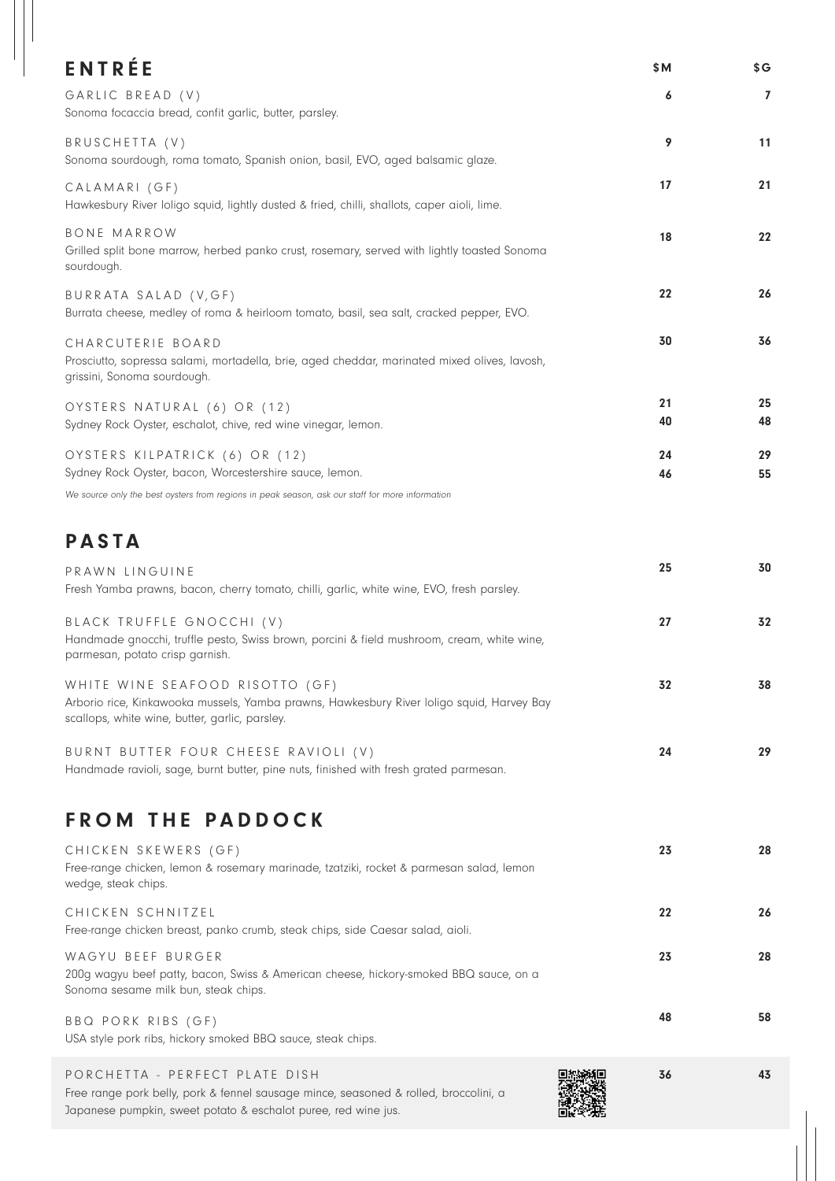## ENTRÉE

| | $M | $G |
|---|---|---|
| GARLIC BREAD (V)<br>Sonoma focaccia bread, confit garlic, butter, parsley. | 6 | 7 |
| BRUSCHETTA (V)<br>Sonoma sourdough, roma tomato, Spanish onion, basil, EVO, aged balsamic glaze. | 9 | 11 |
| CALAMARI (GF)<br>Hawkesbury River loligo squid, lightly dusted & fried, chilli, shallots, caper aioli, lime. | 17 | 21 |
| BONE MARROW<br>Grilled split bone marrow, herbed panko crust, rosemary, served with lightly toasted Sonoma sourdough. | 18 | 22 |
| BURRATA SALAD (V,GF)<br>Burrata cheese, medley of roma & heirloom tomato, basil, sea salt, cracked pepper, EVO. | 22 | 26 |
| CHARCUTERIE BOARD<br>Prosciutto, sopressa salami, mortadella, brie, aged cheddar, marinated mixed olives, lavosh, grissini, Sonoma sourdough. | 30 | 36 |
| OYSTERS NATURAL (6) OR (12)<br>Sydney Rock Oyster, eschalot, chive, red wine vinegar, lemon. | 21<br>40 | 25<br>48 |
| OYSTERS KILPATRICK (6) OR (12)<br>Sydney Rock Oyster, bacon, Worcestershire sauce, lemon. | 24<br>46 | 29<br>55 |

*We source only the best oysters from regions in peak season, ask our staff for more information*

## PASTA

| | $M | $G |
|---|---|---|
| PRAWN LINGUINE<br>Fresh Yamba prawns, bacon, cherry tomato, chilli, garlic, white wine, EVO, fresh parsley. | 25 | 30 |
| BLACK TRUFFLE GNOCCHI (V)<br>Handmade gnocchi, truffle pesto, Swiss brown, porcini & field mushroom, cream, white wine, parmesan, potato crisp garnish. | 27 | 32 |
| WHITE WINE SEAFOOD RISOTTO (GF)<br>Arborio rice, Kinkawooka mussels, Yamba prawns, Hawkesbury River loligo squid, Harvey Bay scallops, white wine, butter, garlic, parsley. | 32 | 38 |
| BURNT BUTTER FOUR CHEESE RAVIOLI (V)<br>Handmade ravioli, sage, burnt butter, pine nuts, finished with fresh grated parmesan. | 24 | 29 |

## FROM THE PADDOCK

| | $M | $G |
|---|---|---|
| CHICKEN SKEWERS (GF)<br>Free-range chicken, lemon & rosemary marinade, tzatziki, rocket & parmesan salad, lemon wedge, steak chips. | 23 | 28 |
| CHICKEN SCHNITZEL<br>Free-range chicken breast, panko crumb, steak chips, side Caesar salad, aioli. | 22 | 26 |
| WAGYU BEEF BURGER<br>200g wagyu beef patty, bacon, Swiss & American cheese, hickory-smoked BBQ sauce, on a Sonoma sesame milk bun, steak chips. | 23 | 28 |
| BBQ PORK RIBS (GF)<br>USA style pork ribs, hickory smoked BBQ sauce, steak chips. | 48 | 58 |
| PORCHETTA - PERFECT PLATE DISH<br>Free range pork belly, pork & fennel sausage mince, seasoned & rolled, broccolini, a Japanese pumpkin, sweet potato & eschalot puree, red wine jus. | 36 | 43 |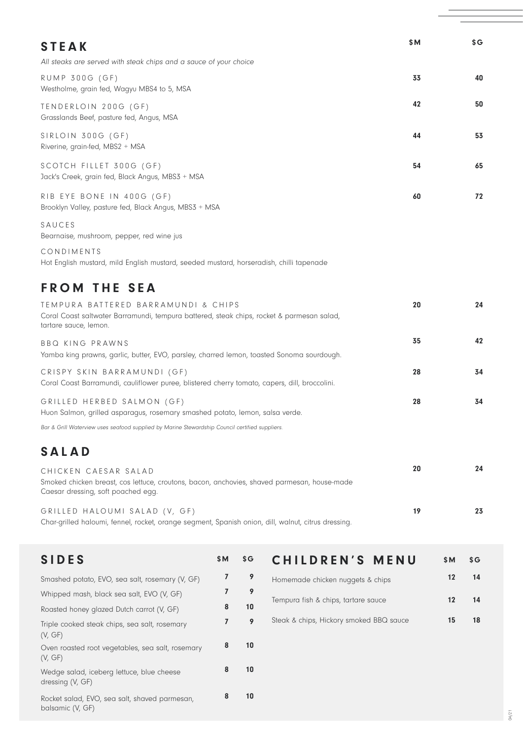## STEAK

| | $M | $G |
|---|---|---|
| *All steaks are served with steak chips and a sauce of your choice* | | |
| RUMP 300G (GF)<br>Westholme, grain fed, Wagyu MBS4 to 5, MSA | 33 | 40 |
| TENDERLOIN 200G (GF)<br>Grasslands Beef, pasture fed, Angus, MSA | 42 | 50 |
| SIRLOIN 300G (GF)<br>Riverine, grain-fed, MBS2 + MSA | 44 | 53 |
| SCOTCH FILLET 300G (GF)<br>Jack's Creek, grain fed, Black Angus, MBS3 + MSA | 54 | 65 |
| RIB EYE BONE IN 400G (GF)<br>Brooklyn Valley, pasture fed, Black Angus, MBS3 + MSA | 60 | 72 |

SAUCES
Bearnaise, mushroom, pepper, red wine jus

CONDIMENTS
Hot English mustard, mild English mustard, seeded mustard, horseradish, chilli tapenade

## FROM THE SEA

| | $M | $G |
|---|---|---|
| TEMPURA BATTERED BARRAMUNDI & CHIPS<br>Coral Coast saltwater Barramundi, tempura battered, steak chips, rocket & parmesan salad, tartare sauce, lemon. | 20 | 24 |
| BBQ KING PRAWNS<br>Yamba king prawns, garlic, butter, EVO, parsley, charred lemon, toasted Sonoma sourdough. | 35 | 42 |
| CRISPY SKIN BARRAMUNDI (GF)<br>Coral Coast Barramundi, cauliflower puree, blistered cherry tomato, capers, dill, broccolini. | 28 | 34 |
| GRILLED HERBED SALMON (GF)<br>Huon Salmon, grilled asparagus, rosemary smashed potato, lemon, salsa verde. | 28 | 34 |

*Bar & Grill Waterview uses seafood supplied by Marine Stewardship Council certified suppliers.*

## SALAD

| | $M | $G |
|---|---|---|
| CHICKEN CAESAR SALAD<br>Smoked chicken breast, cos lettuce, croutons, bacon, anchovies, shaved parmesan, house-made Caesar dressing, soft poached egg. | 20 | 24 |
| GRILLED HALOUMI SALAD (V, GF)<br>Char-grilled haloumi, fennel, rocket, orange segment, Spanish onion, dill, walnut, citrus dressing. | 19 | 23 |

## SIDES

| | $M | $G |
|---|---|---|
| Smashed potato, EVO, sea salt, rosemary (V, GF) | 7 | 9 |
| Whipped mash, black sea salt, EVO (V, GF) | 7 | 9 |
| Roasted honey glazed Dutch carrot (V, GF) | 8 | 10 |
| Triple cooked steak chips, sea salt, rosemary (V, GF) | 7 | 9 |
| Oven roasted root vegetables, sea salt, rosemary (V, GF) | 8 | 10 |
| Wedge salad, iceberg lettuce, blue cheese dressing (V, GF) | 8 | 10 |
| Rocket salad, EVO, sea salt, shaved parmesan, balsamic (V, GF) | 8 | 10 |

## CHILDREN'S MENU

| | $M | $G |
|---|---|---|
| Homemade chicken nuggets & chips | 12 | 14 |
| Tempura fish & chips, tartare sauce | 12 | 14 |
| Steak & chips, Hickory smoked BBQ sauce | 15 | 18 |

04/21